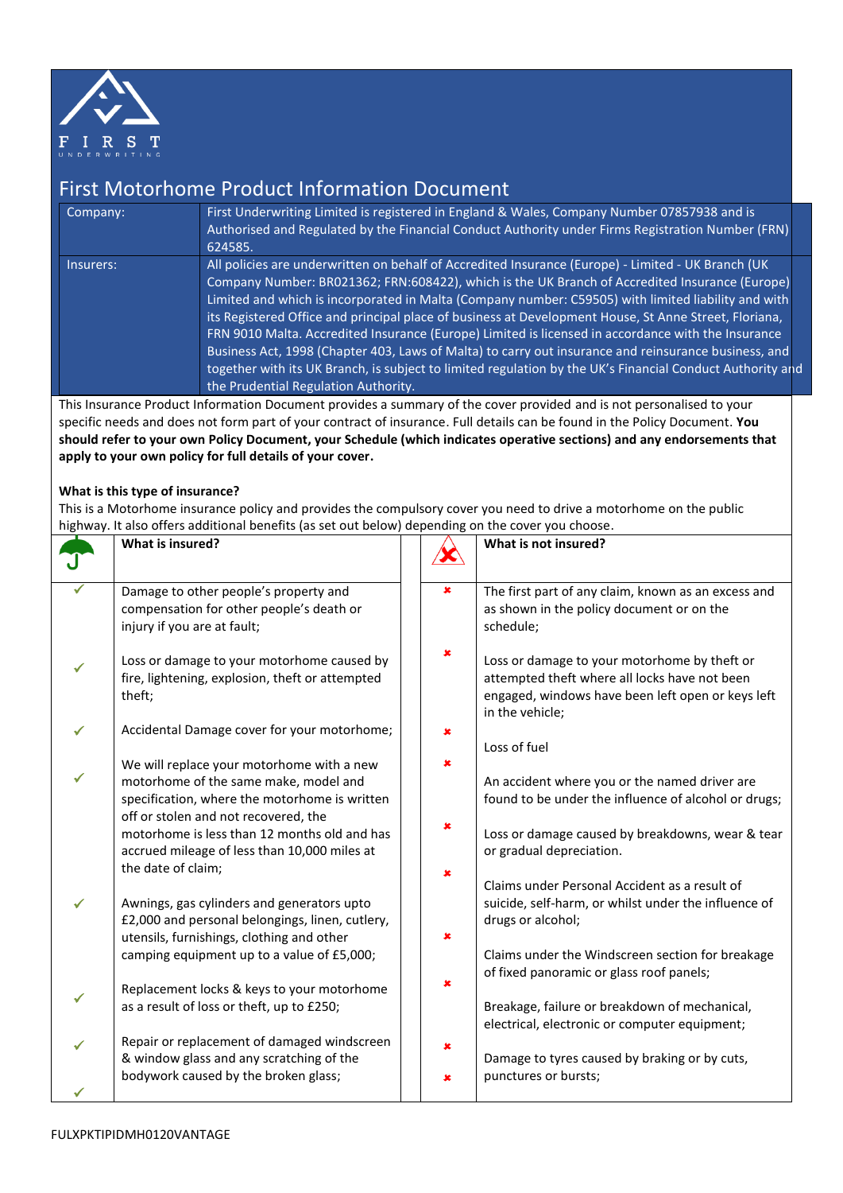FIRST UNDERWRITING

# First Motorhome Product Information Document

| | |
|---|---|
| Company: | First Underwriting Limited is registered in England & Wales, Company Number 07857938 and is Authorised and Regulated by the Financial Conduct Authority under Firms Registration Number (FRN) 624585. |
| Insurers: | All policies are underwritten on behalf of Accredited Insurance (Europe) - Limited - UK Branch (UK Company Number: BR021362; FRN:608422), which is the UK Branch of Accredited Insurance (Europe) Limited and which is incorporated in Malta (Company number: C59505) with limited liability and with its Registered Office and principal place of business at Development House, St Anne Street, Floriana, FRN 9010 Malta. Accredited Insurance (Europe) Limited is licensed in accordance with the Insurance Business Act, 1998 (Chapter 403, Laws of Malta) to carry out insurance and reinsurance business, and together with its UK Branch, is subject to limited regulation by the UK's Financial Conduct Authority and the Prudential Regulation Authority. |

This Insurance Product Information Document provides a summary of the cover provided and is not personalised to your specific needs and does not form part of your contract of insurance. Full details can be found in the Policy Document. **You should refer to your own Policy Document, your Schedule (which indicates operative sections) and any endorsements that apply to your own policy for full details of your cover.**

**What is this type of insurance?**

This is a Motorhome insurance policy and provides the compulsory cover you need to drive a motorhome on the public highway. It also offers additional benefits (as set out below) depending on the cover you choose.

**What is insured?**

- ✓ Damage to other people's property and compensation for other people's death or injury if you are at fault;
- ✓ Loss or damage to your motorhome caused by fire, lightening, explosion, theft or attempted theft;
- ✓ Accidental Damage cover for your motorhome;
- ✓ We will replace your motorhome with a new motorhome of the same make, model and specification, where the motorhome is written off or stolen and not recovered, the motorhome is less than 12 months old and has accrued mileage of less than 10,000 miles at the date of claim;
- ✓ Awnings, gas cylinders and generators upto £2,000 and personal belongings, linen, cutlery, utensils, furnishings, clothing and other camping equipment up to a value of £5,000;
- ✓ Replacement locks & keys to your motorhome as a result of loss or theft, up to £250;
- ✓ Repair or replacement of damaged windscreen & window glass and any scratching of the bodywork caused by the broken glass;
- ✓

**What is not insured?**

- ✖ The first part of any claim, known as an excess and as shown in the policy document or on the schedule;
- ✖ Loss or damage to your motorhome by theft or attempted theft where all locks have not been engaged, windows have been left open or keys left in the vehicle;
- ✖ Loss of fuel
- ✖ An accident where you or the named driver are found to be under the influence of alcohol or drugs;
- ✖ Loss or damage caused by breakdowns, wear & tear or gradual depreciation.
- ✖ Claims under Personal Accident as a result of suicide, self-harm, or whilst under the influence of drugs or alcohol;
- ✖ Claims under the Windscreen section for breakage of fixed panoramic or glass roof panels;
- ✖ Breakage, failure or breakdown of mechanical, electrical, electronic or computer equipment;
- ✖ Damage to tyres caused by braking or by cuts, punctures or bursts;
- ✖

FULXPKTIPIDMH0120VANTAGE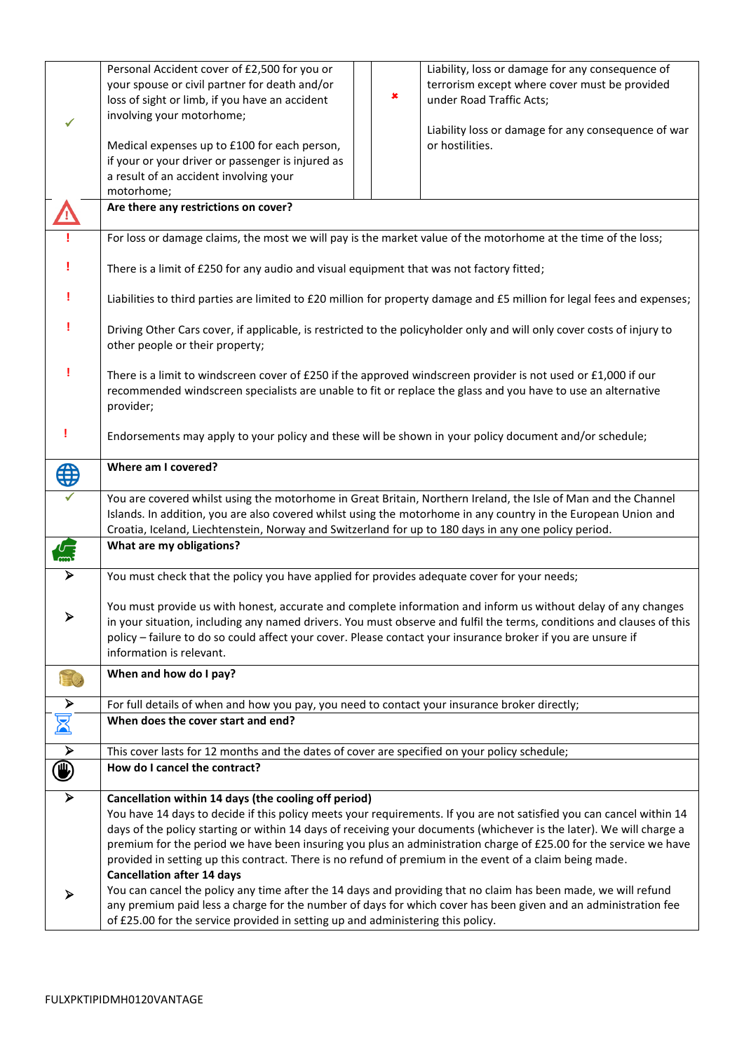| | | | | |
|---|---|---|---|---|
| ✓ | Personal Accident cover of £2,500 for you or your spouse or civil partner for death and/or loss of sight or limb, if you have an accident involving your motorhome;<br><br>Medical expenses up to £100 for each person, if your or your driver or passenger is injured as a result of an accident involving your motorhome; | | ✖ | Liability, loss or damage for any consequence of terrorism except where cover must be provided under Road Traffic Acts;<br><br>Liability loss or damage for any consequence of war or hostilities. |

**Are there any restrictions on cover?**

- ! For loss or damage claims, the most we will pay is the market value of the motorhome at the time of the loss;
- ! There is a limit of £250 for any audio and visual equipment that was not factory fitted;
- ! Liabilities to third parties are limited to £20 million for property damage and £5 million for legal fees and expenses;
- ! Driving Other Cars cover, if applicable, is restricted to the policyholder only and will only cover costs of injury to other people or their property;
- ! There is a limit to windscreen cover of £250 if the approved windscreen provider is not used or £1,000 if our recommended windscreen specialists are unable to fit or replace the glass and you have to use an alternative provider;
- ! Endorsements may apply to your policy and these will be shown in your policy document and/or schedule;

**Where am I covered?**

✓ You are covered whilst using the motorhome in Great Britain, Northern Ireland, the Isle of Man and the Channel Islands. In addition, you are also covered whilst using the motorhome in any country in the European Union and Croatia, Iceland, Liechtenstein, Norway and Switzerland for up to 180 days in any one policy period.

**What are my obligations?**

- You must check that the policy you have applied for provides adequate cover for your needs;
- You must provide us with honest, accurate and complete information and inform us without delay of any changes in your situation, including any named drivers. You must observe and fulfil the terms, conditions and clauses of this policy – failure to do so could affect your cover. Please contact your insurance broker if you are unsure if information is relevant.

**When and how do I pay?**

- For full details of when and how you pay, you need to contact your insurance broker directly;

**When does the cover start and end?**

- This cover lasts for 12 months and the dates of cover are specified on your policy schedule;

**How do I cancel the contract?**

- **Cancellation within 14 days (the cooling off period)**
  You have 14 days to decide if this policy meets your requirements. If you are not satisfied you can cancel within 14 days of the policy starting or within 14 days of receiving your documents (whichever is the later). We will charge a premium for the period we have been insuring you plus an administration charge of £25.00 for the service we have provided in setting up this contract. There is no refund of premium in the event of a claim being made.
- **Cancellation after 14 days**
  You can cancel the policy any time after the 14 days and providing that no claim has been made, we will refund any premium paid less a charge for the number of days for which cover has been given and an administration fee of £25.00 for the service provided in setting up and administering this policy.

FULXPKTIPIDMH0120VANTAGE